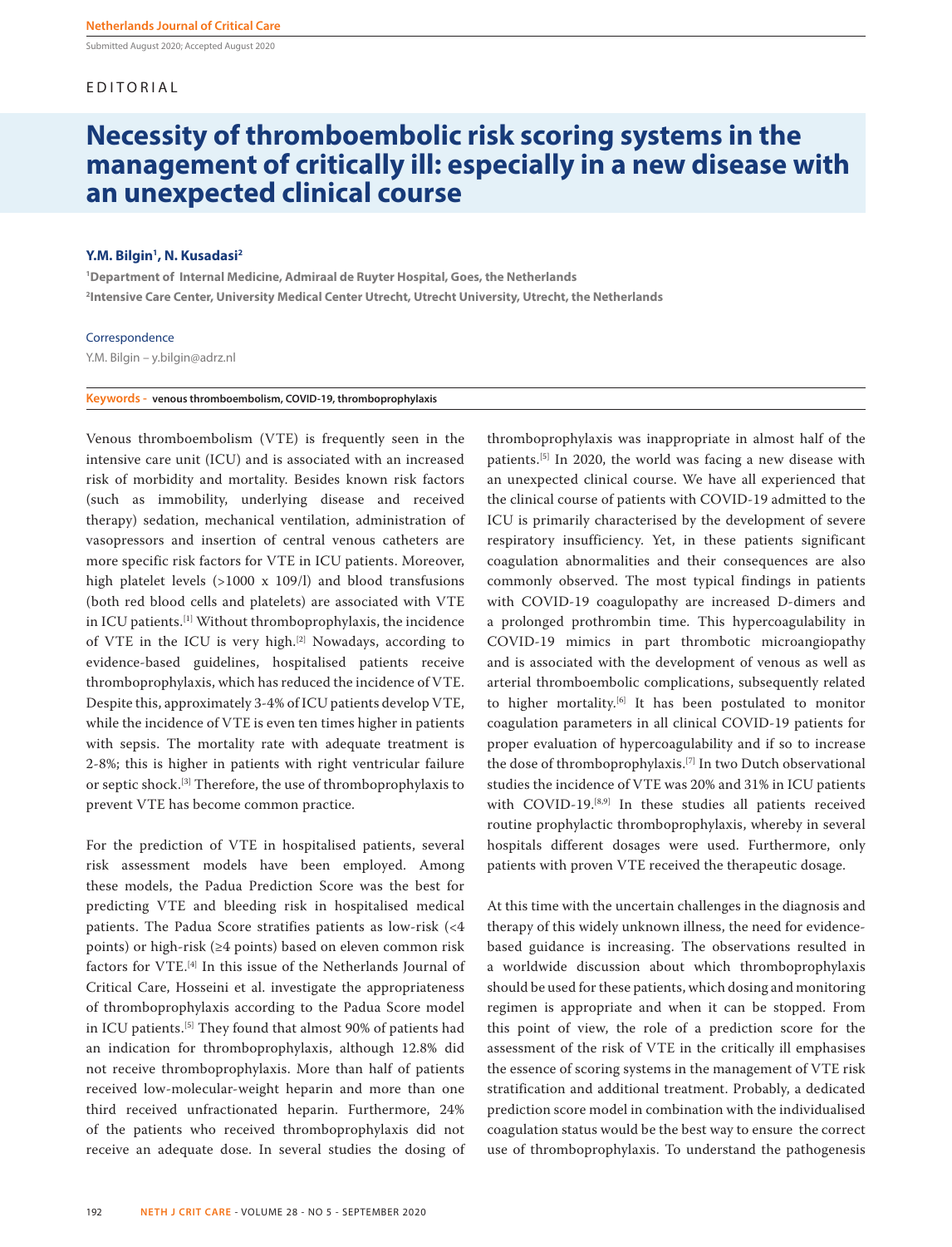Submitted August 2020; Accepted August 2020

EDITORIAL

# Necessity of thromboembolic risk scoring systems in the management of critically ill: especially in a new disease with an unexpected clinical course

**Y.M. Bilgin[1], N. Kusadasi[2]**

[1]Department of Internal Medicine, Admiraal de Ruyter Hospital, Goes, the Netherlands
[2]Intensive Care Center, University Medical Center Utrecht, Utrecht University, Utrecht, the Netherlands

Correspondence

Y.M. Bilgin – y.bilgin@adrz.nl

**Keywords -** venous thromboembolism, COVID-19, thromboprophylaxis

Venous thromboembolism (VTE) is frequently seen in the intensive care unit (ICU) and is associated with an increased risk of morbidity and mortality. Besides known risk factors (such as immobility, underlying disease and received therapy) sedation, mechanical ventilation, administration of vasopressors and insertion of central venous catheters are more specific risk factors for VTE in ICU patients. Moreover, high platelet levels (>1000 x 109/l) and blood transfusions (both red blood cells and platelets) are associated with VTE in ICU patients.[1] Without thromboprophylaxis, the incidence of VTE in the ICU is very high.[2] Nowadays, according to evidence-based guidelines, hospitalised patients receive thromboprophylaxis, which has reduced the incidence of VTE. Despite this, approximately 3-4% of ICU patients develop VTE, while the incidence of VTE is even ten times higher in patients with sepsis. The mortality rate with adequate treatment is 2-8%; this is higher in patients with right ventricular failure or septic shock.[3] Therefore, the use of thromboprophylaxis to prevent VTE has become common practice.

For the prediction of VTE in hospitalised patients, several risk assessment models have been employed. Among these models, the Padua Prediction Score was the best for predicting VTE and bleeding risk in hospitalised medical patients. The Padua Score stratifies patients as low-risk (<4 points) or high-risk (≥4 points) based on eleven common risk factors for VTE.[4] In this issue of the Netherlands Journal of Critical Care, Hosseini et al. investigate the appropriateness of thromboprophylaxis according to the Padua Score model in ICU patients.[5] They found that almost 90% of patients had an indication for thromboprophylaxis, although 12.8% did not receive thromboprophylaxis. More than half of patients received low-molecular-weight heparin and more than one third received unfractionated heparin. Furthermore, 24% of the patients who received thromboprophylaxis did not receive an adequate dose. In several studies the dosing of thromboprophylaxis was inappropriate in almost half of the patients.[5] In 2020, the world was facing a new disease with an unexpected clinical course. We have all experienced that the clinical course of patients with COVID-19 admitted to the ICU is primarily characterised by the development of severe respiratory insufficiency. Yet, in these patients significant coagulation abnormalities and their consequences are also commonly observed. The most typical findings in patients with COVID-19 coagulopathy are increased D-dimers and a prolonged prothrombin time. This hypercoagulability in COVID-19 mimics in part thrombotic microangiopathy and is associated with the development of venous as well as arterial thromboembolic complications, subsequently related to higher mortality.[6] It has been postulated to monitor coagulation parameters in all clinical COVID-19 patients for proper evaluation of hypercoagulability and if so to increase the dose of thromboprophylaxis.[7] In two Dutch observational studies the incidence of VTE was 20% and 31% in ICU patients with COVID-19.[8,9] In these studies all patients received routine prophylactic thromboprophylaxis, whereby in several hospitals different dosages were used. Furthermore, only patients with proven VTE received the therapeutic dosage.

At this time with the uncertain challenges in the diagnosis and therapy of this widely unknown illness, the need for evidence-based guidance is increasing. The observations resulted in a worldwide discussion about which thromboprophylaxis should be used for these patients, which dosing and monitoring regimen is appropriate and when it can be stopped. From this point of view, the role of a prediction score for the assessment of the risk of VTE in the critically ill emphasises the essence of scoring systems in the management of VTE risk stratification and additional treatment. Probably, a dedicated prediction score model in combination with the individualised coagulation status would be the best way to ensure the correct use of thromboprophylaxis. To understand the pathogenesis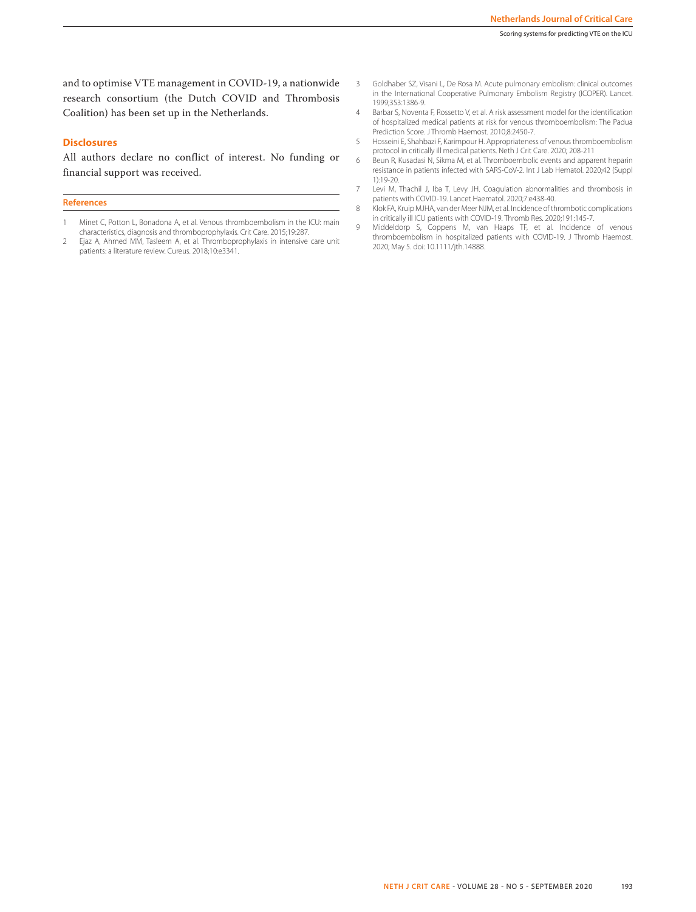and to optimise VTE management in COVID-19, a nationwide research consortium (the Dutch COVID and Thrombosis Coalition) has been set up in the Netherlands.

## Disclosures

All authors declare no conflict of interest. No funding or financial support was received.

## References

1. Minet C, Potton L, Bonadona A, et al. Venous thromboembolism in the ICU: main characteristics, diagnosis and thromboprophylaxis. Crit Care. 2015;19:287.
2. Ejaz A, Ahmed MM, Tasleem A, et al. Thromboprophylaxis in intensive care unit patients: a literature review. Cureus. 2018;10:e3341.
3. Goldhaber SZ, Visani L, De Rosa M. Acute pulmonary embolism: clinical outcomes in the International Cooperative Pulmonary Embolism Registry (ICOPER). Lancet. 1999;353:1386-9.
4. Barbar S, Noventa F, Rossetto V, et al. A risk assessment model for the identification of hospitalized medical patients at risk for venous thromboembolism: The Padua Prediction Score. J Thromb Haemost. 2010;8:2450-7.
5. Hosseini E, Shahbazi F, Karimpour H. Appropriateness of venous thromboembolism protocol in critically ill medical patients. Neth J Crit Care. 2020; 208-211
6. Beun R, Kusadasi N, Sikma M, et al. Thromboembolic events and apparent heparin resistance in patients infected with SARS-CoV-2. Int J Lab Hematol. 2020;42 (Suppl 1):19-20.
7. Levi M, Thachil J, Iba T, Levy JH. Coagulation abnormalities and thrombosis in patients with COVID-19. Lancet Haematol. 2020;7:e438-40.
8. Klok FA, Kruip MJHA, van der Meer NJM, et al. Incidence of thrombotic complications in critically ill ICU patients with COVID-19. Thromb Res. 2020;191:145-7.
9. Middeldorp S, Coppens M, van Haaps TF, et al. Incidence of venous thromboembolism in hospitalized patients with COVID-19. J Thromb Haemost. 2020; May 5. doi: 10.1111/jth.14888.